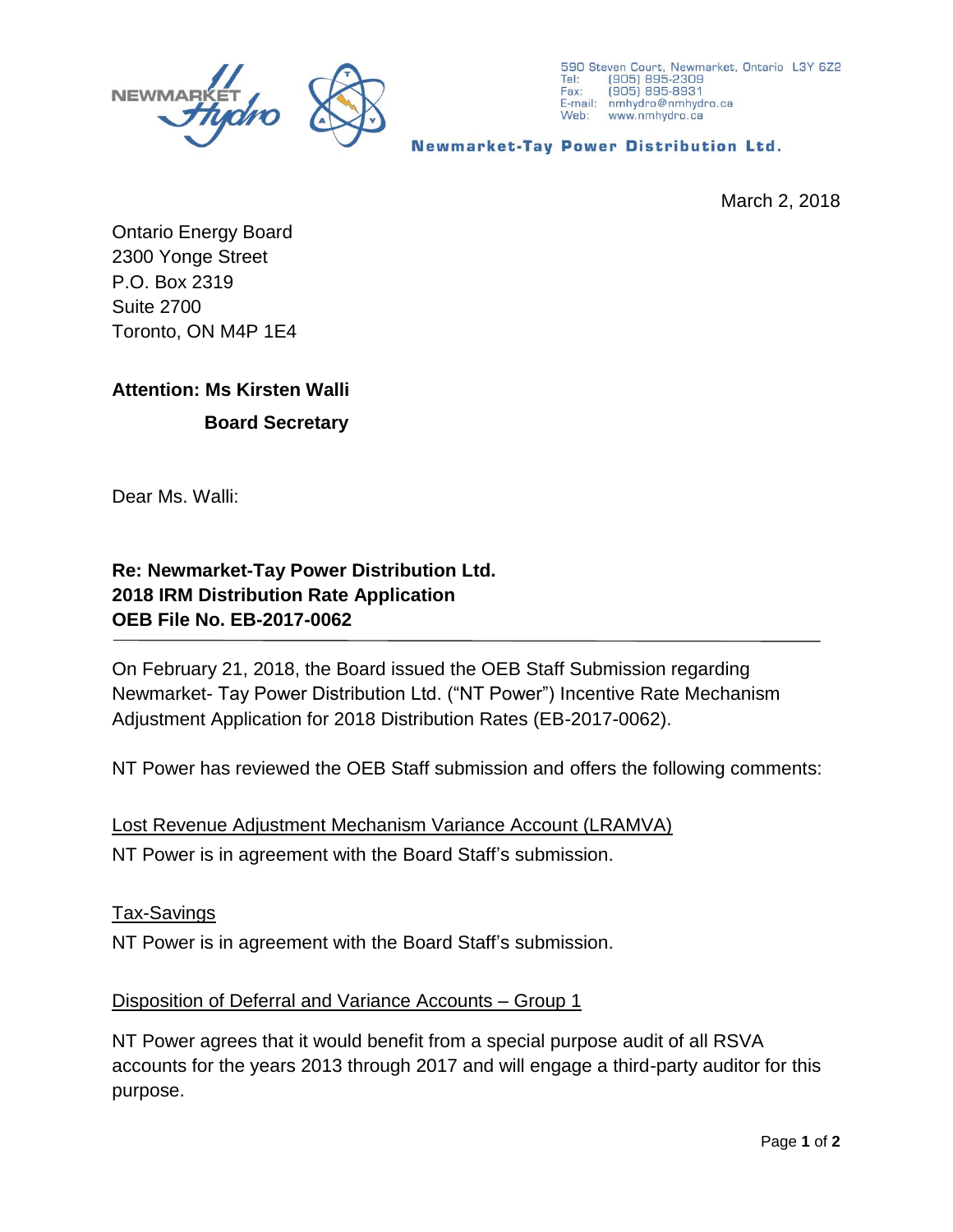590 Steven Court, Newmarket, Ontario L3Y 6Z2
Tel: (905) 895-2309
Fax: (905) 895-8931
E-mail: nmhydro@nmhydro.ca
Web: www.nmhydro.ca

**Newmarket-Tay Power Distribution Ltd.**

March 2, 2018

Ontario Energy Board
2300 Yonge Street
P.O. Box 2319
Suite 2700
Toronto, ON M4P 1E4

**Attention: Ms Kirsten Walli**
**Board Secretary**

Dear Ms. Walli:

**Re: Newmarket-Tay Power Distribution Ltd.**
**2018 IRM Distribution Rate Application**
**OEB File No. EB-2017-0062**

---

On February 21, 2018, the Board issued the OEB Staff Submission regarding Newmarket- Tay Power Distribution Ltd. ("NT Power") Incentive Rate Mechanism Adjustment Application for 2018 Distribution Rates (EB-2017-0062).

NT Power has reviewed the OEB Staff submission and offers the following comments:

<u>Lost Revenue Adjustment Mechanism Variance Account (LRAMVA)</u>

NT Power is in agreement with the Board Staff's submission.

<u>Tax-Savings</u>

NT Power is in agreement with the Board Staff's submission.

<u>Disposition of Deferral and Variance Accounts – Group 1</u>

NT Power agrees that it would benefit from a special purpose audit of all RSVA accounts for the years 2013 through 2017 and will engage a third-party auditor for this purpose.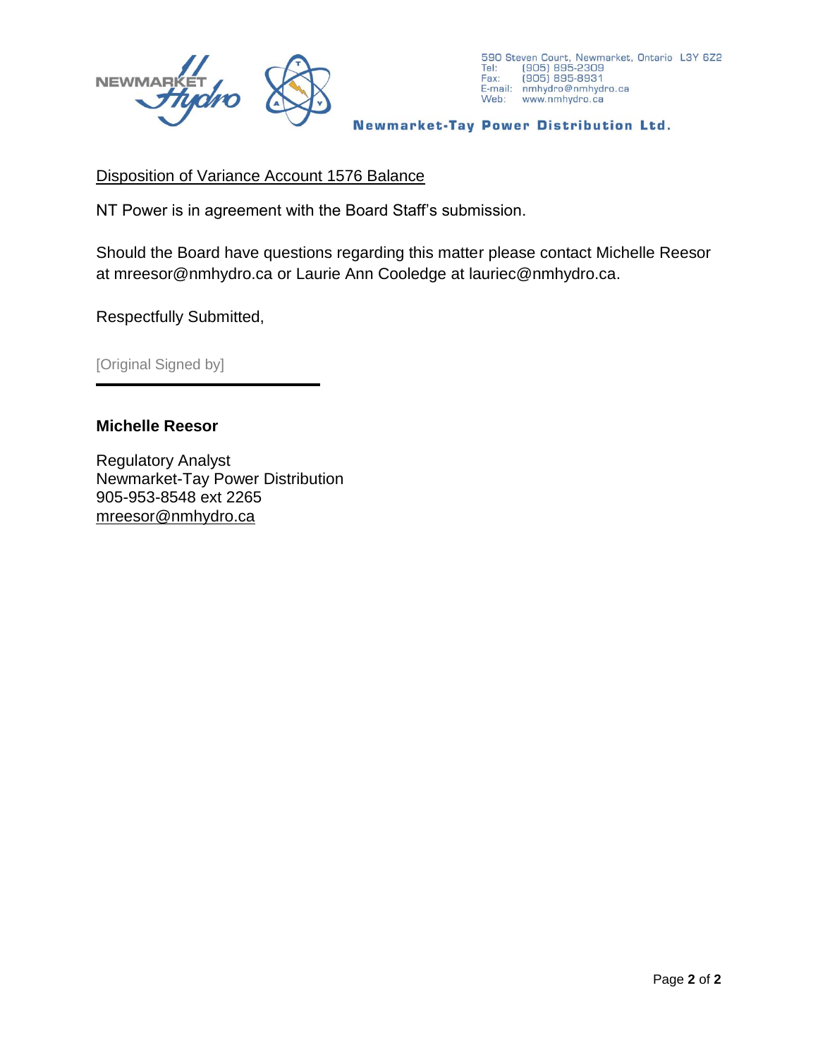Disposition of Variance Account 1576 Balance

NT Power is in agreement with the Board Staff's submission.

Should the Board have questions regarding this matter please contact Michelle Reesor at mreesor@nmhydro.ca or Laurie Ann Cooledge at lauriec@nmhydro.ca.

Respectfully Submitted,

[Original Signed by]

**Michelle Reesor**

Regulatory Analyst
Newmarket-Tay Power Distribution
905-953-8548 ext 2265
mreesor@nmhydro.ca